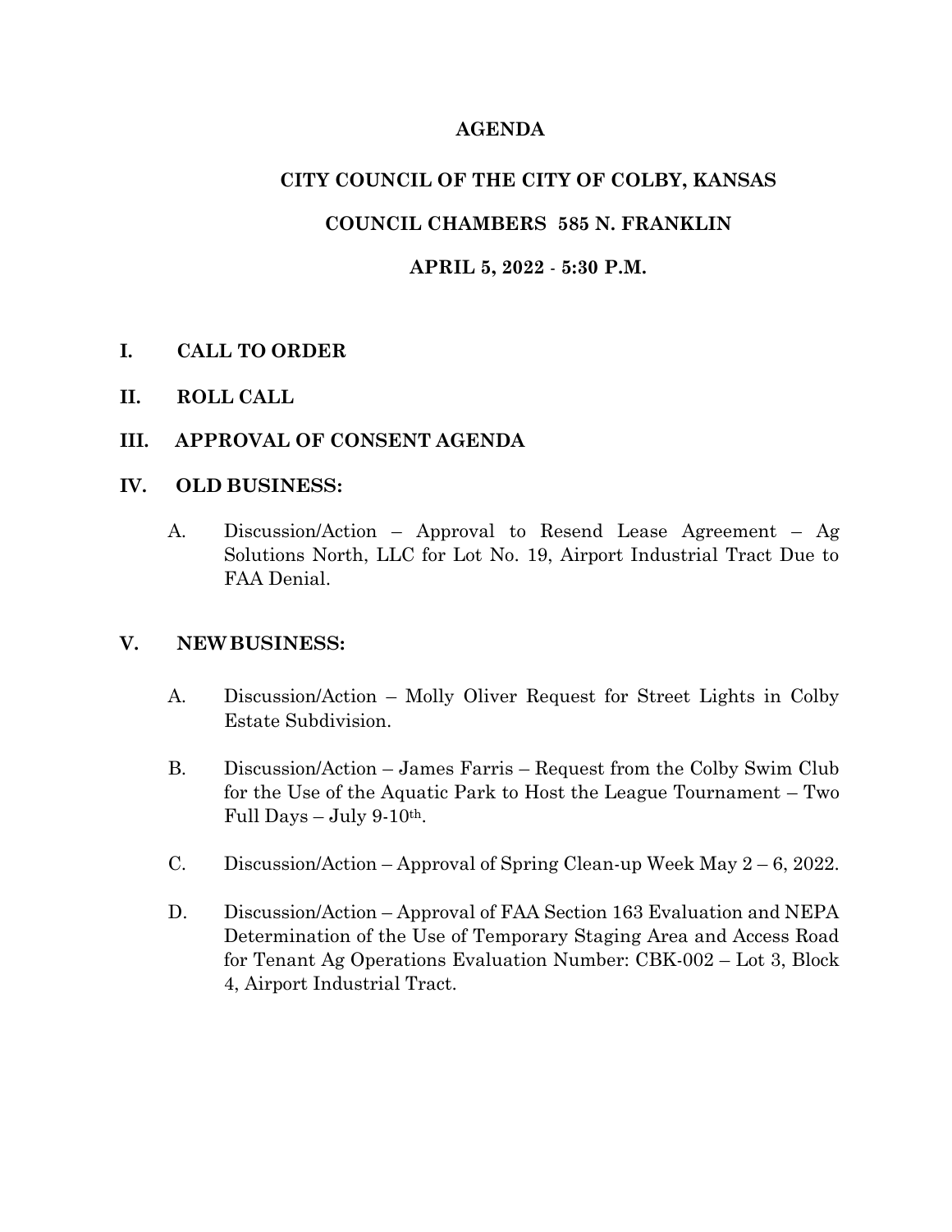# AGENDA

## CITY COUNCIL OF THE CITY OF COLBY, KANSAS

## COUNCIL CHAMBERS 585 N. FRANKLIN

## APRIL 5, 2022 - 5:30 P.M.

**I. CALL TO ORDER**

**II. ROLL CALL**

**III. APPROVAL OF CONSENT AGENDA**

**IV. OLD BUSINESS:**

A. Discussion/Action – Approval to Resend Lease Agreement – Ag Solutions North, LLC for Lot No. 19, Airport Industrial Tract Due to FAA Denial.

**V. NEW BUSINESS:**

A. Discussion/Action – Molly Oliver Request for Street Lights in Colby Estate Subdivision.

B. Discussion/Action – James Farris – Request from the Colby Swim Club for the Use of the Aquatic Park to Host the League Tournament – Two Full Days – July 9-10th.

C. Discussion/Action – Approval of Spring Clean-up Week May 2 – 6, 2022.

D. Discussion/Action – Approval of FAA Section 163 Evaluation and NEPA Determination of the Use of Temporary Staging Area and Access Road for Tenant Ag Operations Evaluation Number: CBK-002 – Lot 3, Block 4, Airport Industrial Tract.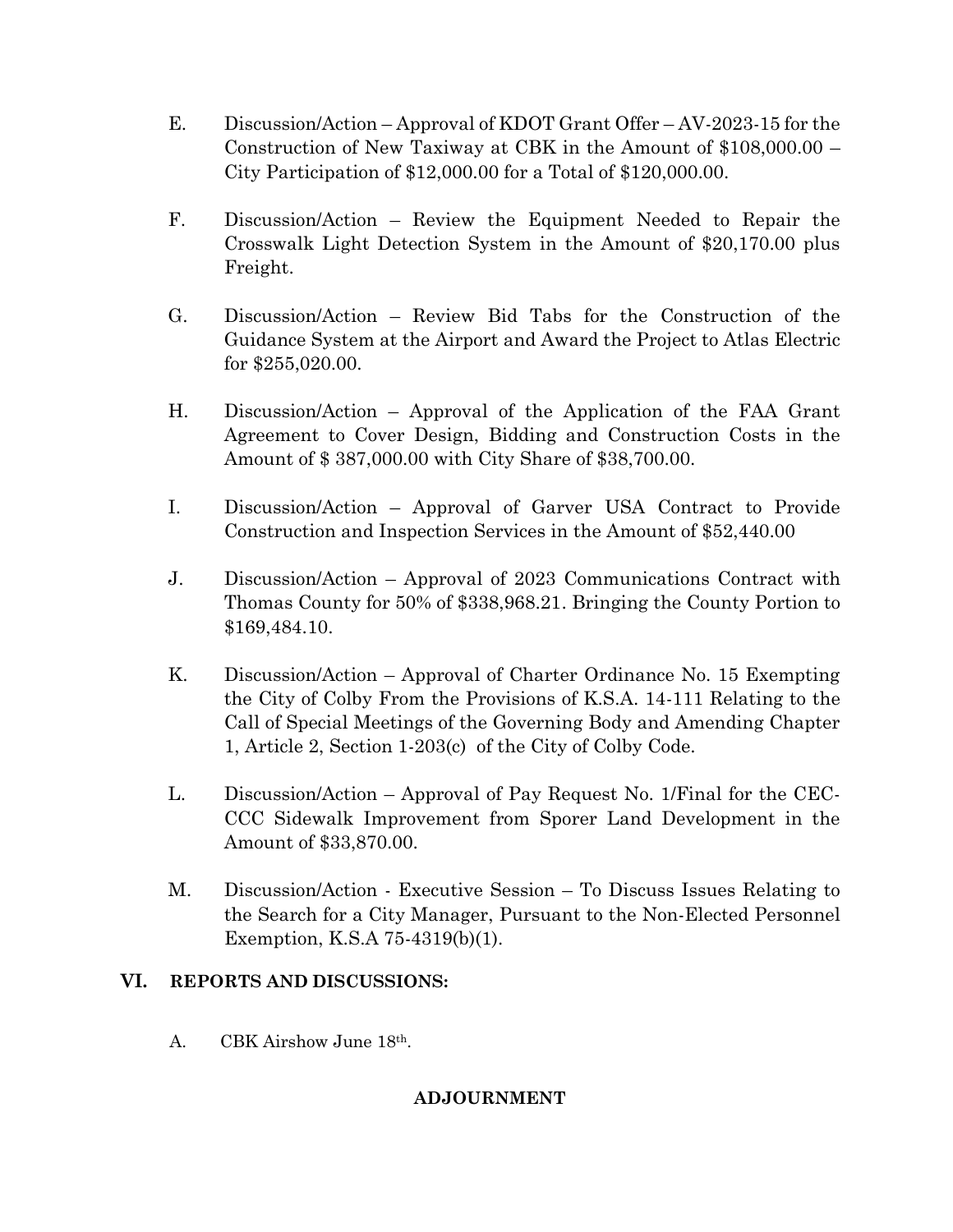E. Discussion/Action – Approval of KDOT Grant Offer – AV-2023-15 for the Construction of New Taxiway at CBK in the Amount of $108,000.00 – City Participation of $12,000.00 for a Total of $120,000.00.

F. Discussion/Action – Review the Equipment Needed to Repair the Crosswalk Light Detection System in the Amount of $20,170.00 plus Freight.

G. Discussion/Action – Review Bid Tabs for the Construction of the Guidance System at the Airport and Award the Project to Atlas Electric for $255,020.00.

H. Discussion/Action – Approval of the Application of the FAA Grant Agreement to Cover Design, Bidding and Construction Costs in the Amount of $ 387,000.00 with City Share of $38,700.00.

I. Discussion/Action – Approval of Garver USA Contract to Provide Construction and Inspection Services in the Amount of $52,440.00

J. Discussion/Action – Approval of 2023 Communications Contract with Thomas County for 50% of $338,968.21. Bringing the County Portion to $169,484.10.

K. Discussion/Action – Approval of Charter Ordinance No. 15 Exempting the City of Colby From the Provisions of K.S.A. 14-111 Relating to the Call of Special Meetings of the Governing Body and Amending Chapter 1, Article 2, Section 1-203(c) of the City of Colby Code.

L. Discussion/Action – Approval of Pay Request No. 1/Final for the CEC-CCC Sidewalk Improvement from Sporer Land Development in the Amount of $33,870.00.

M. Discussion/Action - Executive Session – To Discuss Issues Relating to the Search for a City Manager, Pursuant to the Non-Elected Personnel Exemption, K.S.A 75-4319(b)(1).

## VI. REPORTS AND DISCUSSIONS:

A. CBK Airshow June 18th.

**ADJOURNMENT**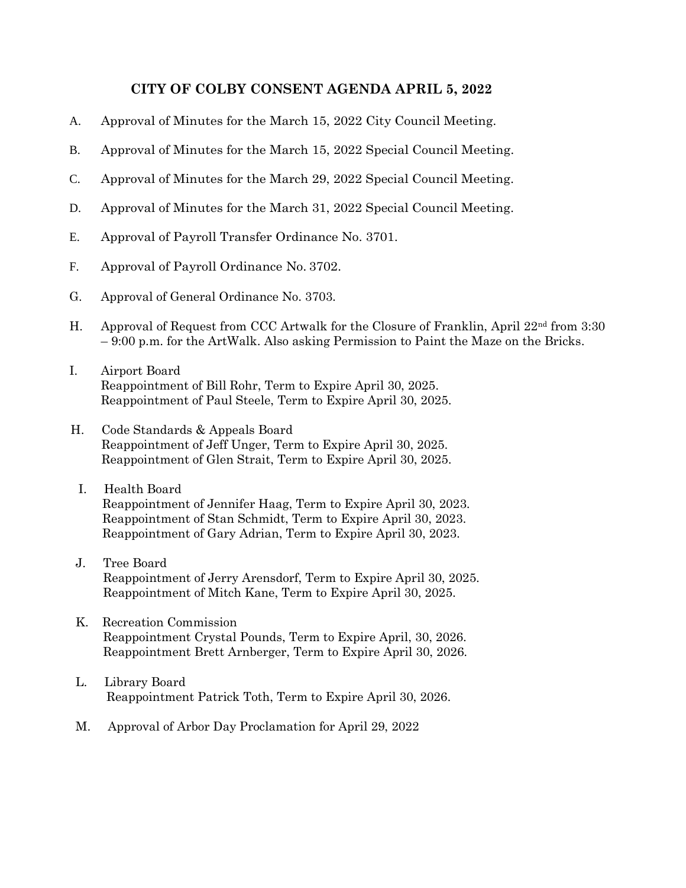# CITY OF COLBY CONSENT AGENDA APRIL 5, 2022

A. Approval of Minutes for the March 15, 2022 City Council Meeting.

B. Approval of Minutes for the March 15, 2022 Special Council Meeting.

C. Approval of Minutes for the March 29, 2022 Special Council Meeting.

D. Approval of Minutes for the March 31, 2022 Special Council Meeting.

E. Approval of Payroll Transfer Ordinance No. 3701.

F. Approval of Payroll Ordinance No. 3702.

G. Approval of General Ordinance No. 3703.

H. Approval of Request from CCC Artwalk for the Closure of Franklin, April 22nd from 3:30 – 9:00 p.m. for the ArtWalk. Also asking Permission to Paint the Maze on the Bricks.

I. Airport Board
Reappointment of Bill Rohr, Term to Expire April 30, 2025.
Reappointment of Paul Steele, Term to Expire April 30, 2025.

H. Code Standards & Appeals Board
Reappointment of Jeff Unger, Term to Expire April 30, 2025.
Reappointment of Glen Strait, Term to Expire April 30, 2025.

I. Health Board
Reappointment of Jennifer Haag, Term to Expire April 30, 2023.
Reappointment of Stan Schmidt, Term to Expire April 30, 2023.
Reappointment of Gary Adrian, Term to Expire April 30, 2023.

J. Tree Board
Reappointment of Jerry Arensdorf, Term to Expire April 30, 2025.
Reappointment of Mitch Kane, Term to Expire April 30, 2025.

K. Recreation Commission
Reappointment Crystal Pounds, Term to Expire April, 30, 2026.
Reappointment Brett Arnberger, Term to Expire April 30, 2026.

L. Library Board
Reappointment Patrick Toth, Term to Expire April 30, 2026.

M. Approval of Arbor Day Proclamation for April 29, 2022